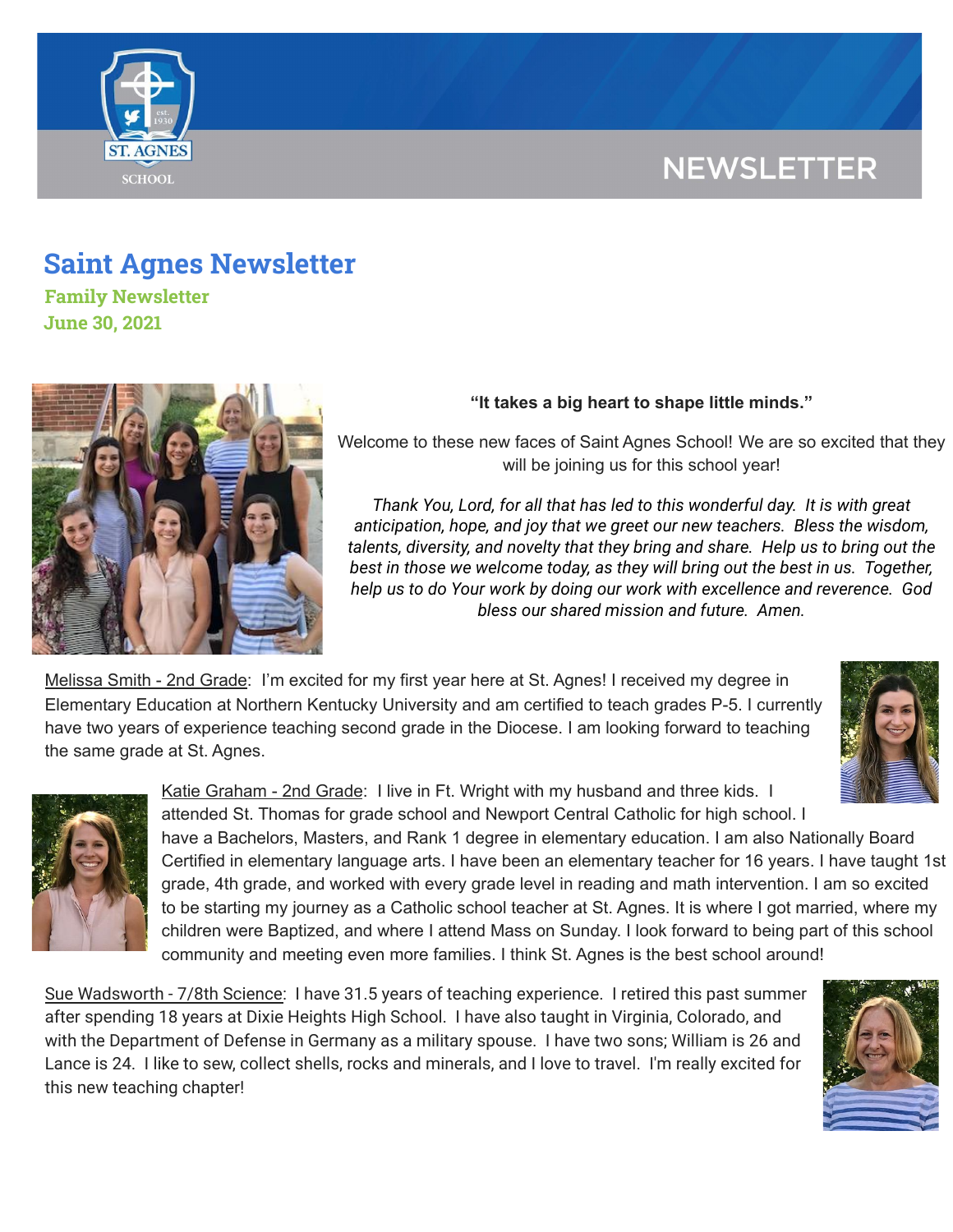# Saint Agnes Newsletter

**Family Newsletter**

**June 30, 2021**

**"It takes a big heart to shape little minds."**

Welcome to these new faces of Saint Agnes School! We are so excited that they will be joining us for this school year!

*Thank You, Lord, for all that has led to this wonderful day. It is with great anticipation, hope, and joy that we greet our new teachers. Bless the wisdom, talents, diversity, and novelty that they bring and share. Help us to bring out the best in those we welcome today, as they will bring out the best in us. Together, help us to do Your work by doing our work with excellence and reverence. God bless our shared mission and future. Amen.*

Melissa Smith - 2nd Grade: I'm excited for my first year here at St. Agnes! I received my degree in Elementary Education at Northern Kentucky University and am certified to teach grades P-5. I currently have two years of experience teaching second grade in the Diocese. I am looking forward to teaching the same grade at St. Agnes.

Katie Graham - 2nd Grade: I live in Ft. Wright with my husband and three kids. I attended St. Thomas for grade school and Newport Central Catholic for high school. I have a Bachelors, Masters, and Rank 1 degree in elementary education. I am also Nationally Board Certified in elementary language arts. I have been an elementary teacher for 16 years. I have taught 1st grade, 4th grade, and worked with every grade level in reading and math intervention. I am so excited to be starting my journey as a Catholic school teacher at St. Agnes. It is where I got married, where my children were Baptized, and where I attend Mass on Sunday. I look forward to being part of this school community and meeting even more families. I think St. Agnes is the best school around!

Sue Wadsworth - 7/8th Science: I have 31.5 years of teaching experience. I retired this past summer after spending 18 years at Dixie Heights High School. I have also taught in Virginia, Colorado, and with the Department of Defense in Germany as a military spouse. I have two sons; William is 26 and Lance is 24. I like to sew, collect shells, rocks and minerals, and I love to travel. I'm really excited for this new teaching chapter!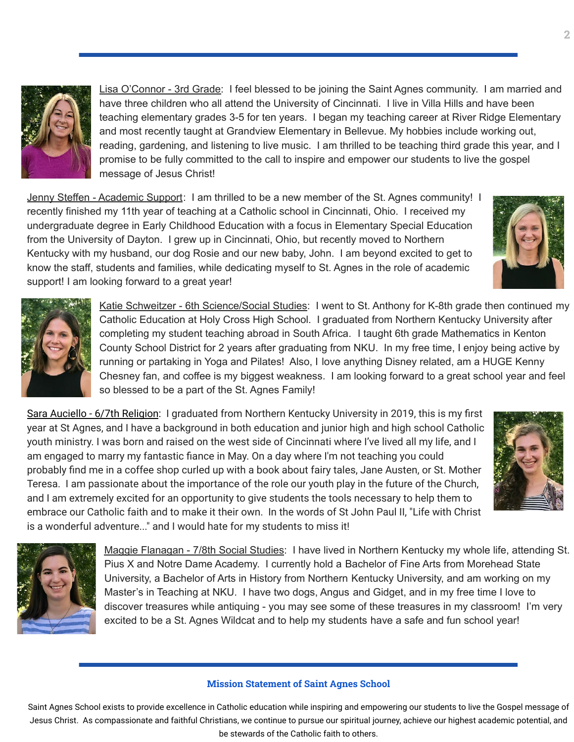Lisa O'Connor - 3rd Grade: I feel blessed to be joining the Saint Agnes community. I am married and have three children who all attend the University of Cincinnati. I live in Villa Hills and have been teaching elementary grades 3-5 for ten years. I began my teaching career at River Ridge Elementary and most recently taught at Grandview Elementary in Bellevue. My hobbies include working out, reading, gardening, and listening to live music. I am thrilled to be teaching third grade this year, and I promise to be fully committed to the call to inspire and empower our students to live the gospel message of Jesus Christ!

Jenny Steffen - Academic Support: I am thrilled to be a new member of the St. Agnes community! I recently finished my 11th year of teaching at a Catholic school in Cincinnati, Ohio. I received my undergraduate degree in Early Childhood Education with a focus in Elementary Special Education from the University of Dayton. I grew up in Cincinnati, Ohio, but recently moved to Northern Kentucky with my husband, our dog Rosie and our new baby, John. I am beyond excited to get to know the staff, students and families, while dedicating myself to St. Agnes in the role of academic support! I am looking forward to a great year!

Katie Schweitzer - 6th Science/Social Studies: I went to St. Anthony for K-8th grade then continued my Catholic Education at Holy Cross High School. I graduated from Northern Kentucky University after completing my student teaching abroad in South Africa. I taught 6th grade Mathematics in Kenton County School District for 2 years after graduating from NKU. In my free time, I enjoy being active by running or partaking in Yoga and Pilates! Also, I love anything Disney related, am a HUGE Kenny Chesney fan, and coffee is my biggest weakness. I am looking forward to a great school year and feel so blessed to be a part of the St. Agnes Family!

Sara Auciello - 6/7th Religion: I graduated from Northern Kentucky University in 2019, this is my first year at St Agnes, and I have a background in both education and junior high and high school Catholic youth ministry. I was born and raised on the west side of Cincinnati where I've lived all my life, and I am engaged to marry my fantastic fiance in May. On a day where I'm not teaching you could probably find me in a coffee shop curled up with a book about fairy tales, Jane Austen, or St. Mother Teresa. I am passionate about the importance of the role our youth play in the future of the Church, and I am extremely excited for an opportunity to give students the tools necessary to help them to embrace our Catholic faith and to make it their own. In the words of St John Paul II, "Life with Christ is a wonderful adventure..." and I would hate for my students to miss it!

Maggie Flanagan - 7/8th Social Studies: I have lived in Northern Kentucky my whole life, attending St. Pius X and Notre Dame Academy. I currently hold a Bachelor of Fine Arts from Morehead State University, a Bachelor of Arts in History from Northern Kentucky University, and am working on my Master's in Teaching at NKU. I have two dogs, Angus and Gidget, and in my free time I love to discover treasures while antiquing - you may see some of these treasures in my classroom! I'm very excited to be a St. Agnes Wildcat and to help my students have a safe and fun school year!

## Mission Statement of Saint Agnes School

Saint Agnes School exists to provide excellence in Catholic education while inspiring and empowering our students to live the Gospel message of Jesus Christ. As compassionate and faithful Christians, we continue to pursue our spiritual journey, achieve our highest academic potential, and be stewards of the Catholic faith to others.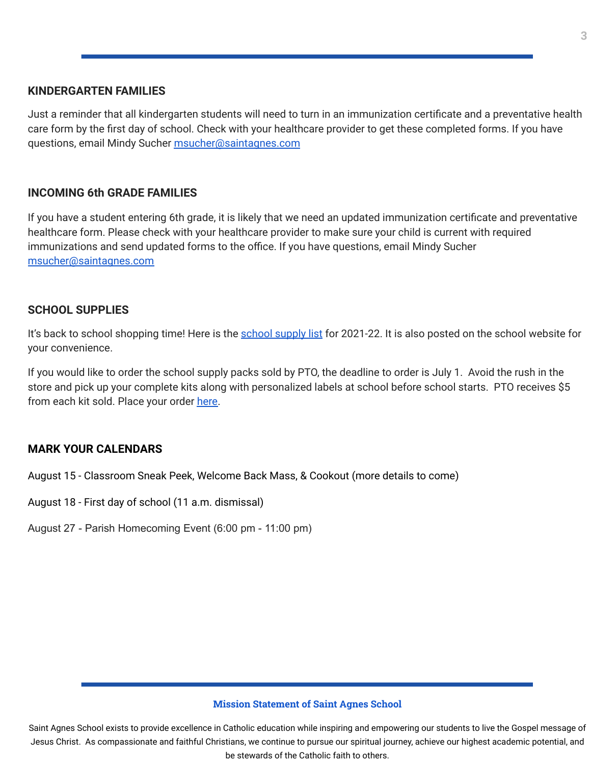### KINDERGARTEN FAMILIES

Just a reminder that all kindergarten students will need to turn in an immunization certificate and a preventative health care form by the first day of school. Check with your healthcare provider to get these completed forms. If you have questions, email Mindy Sucher msucher@saintagnes.com

### INCOMING 6th GRADE FAMILIES

If you have a student entering 6th grade, it is likely that we need an updated immunization certificate and preventative healthcare form. Please check with your healthcare provider to make sure your child is current with required immunizations and send updated forms to the office. If you have questions, email Mindy Sucher msucher@saintagnes.com

### SCHOOL SUPPLIES

It's back to school shopping time! Here is the school supply list for 2021-22. It is also posted on the school website for your convenience.

If you would like to order the school supply packs sold by PTO, the deadline to order is July 1. Avoid the rush in the store and pick up your complete kits along with personalized labels at school before school starts. PTO receives $5 from each kit sold. Place your order here.

### MARK YOUR CALENDARS

August 15 - Classroom Sneak Peek, Welcome Back Mass, & Cookout (more details to come)

August 18 - First day of school (11 a.m. dismissal)

August 27 - Parish Homecoming Event (6:00 pm - 11:00 pm)

---

**Mission Statement of Saint Agnes School**

Saint Agnes School exists to provide excellence in Catholic education while inspiring and empowering our students to live the Gospel message of Jesus Christ. As compassionate and faithful Christians, we continue to pursue our spiritual journey, achieve our highest academic potential, and be stewards of the Catholic faith to others.